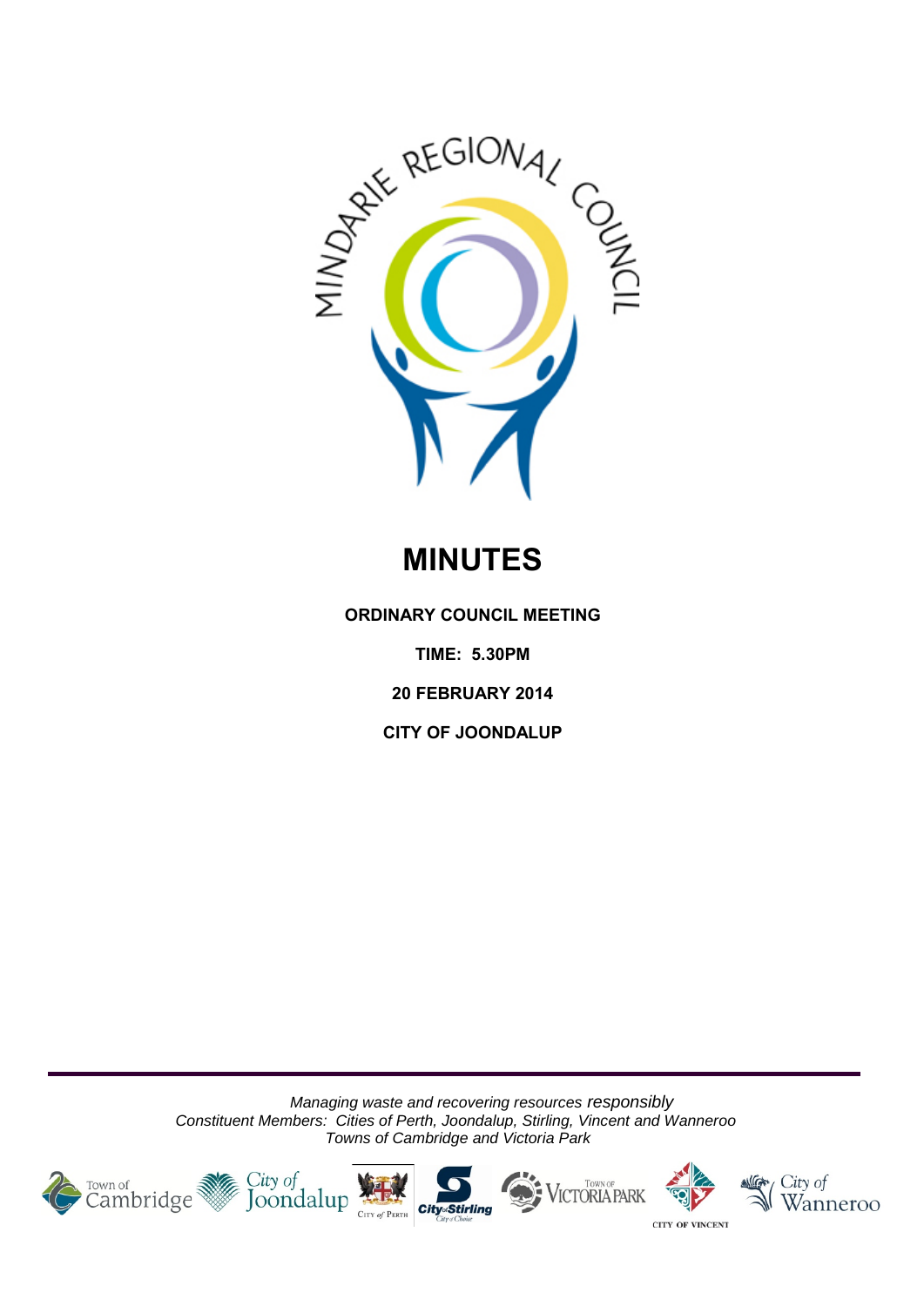# MINUTES

**ORDINARY COUNCIL MEETING**

**TIME: 5.30PM**

**20 FEBRUARY 2014**

**CITY OF JOONDALUP**

*Managing waste and recovering resources responsibly*
*Constituent Members: Cities of Perth, Joondalup, Stirling, Vincent and Wanneroo*
*Towns of Cambridge and Victoria Park*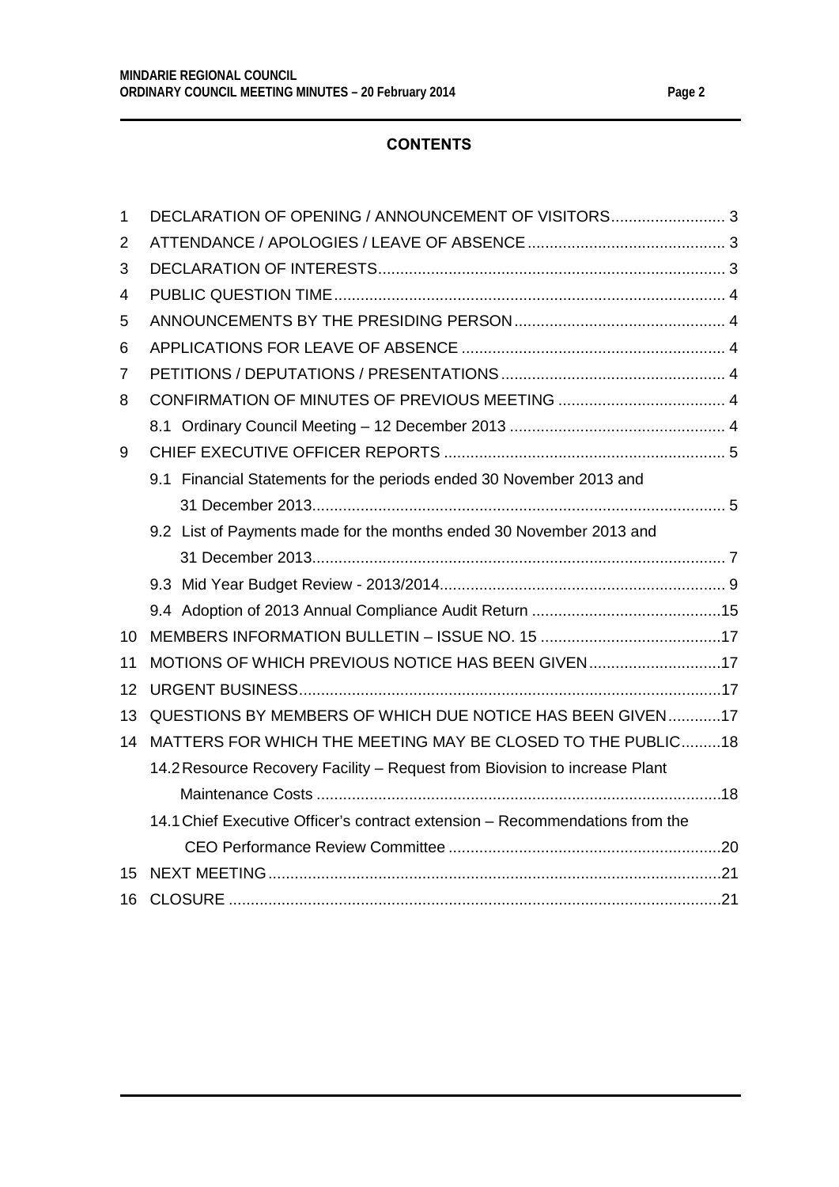**CONTENTS**

1 DECLARATION OF OPENING / ANNOUNCEMENT OF VISITORS .......................... 3
2 ATTENDANCE / APOLOGIES / LEAVE OF ABSENCE ............................................ 3
3 DECLARATION OF INTERESTS ............................................................................... 3
4 PUBLIC QUESTION TIME ........................................................................................ 4
5 ANNOUNCEMENTS BY THE PRESIDING PERSON ................................................ 4
6 APPLICATIONS FOR LEAVE OF ABSENCE ............................................................ 4
7 PETITIONS / DEPUTATIONS / PRESENTATIONS ................................................... 4
8 CONFIRMATION OF MINUTES OF PREVIOUS MEETING ...................................... 4
   8.1 Ordinary Council Meeting – 12 December 2013 ................................................. 4
9 CHIEF EXECUTIVE OFFICER REPORTS ................................................................ 5
   9.1 Financial Statements for the periods ended 30 November 2013 and 31 December 2013 ............................................................................................. 5
   9.2 List of Payments made for the months ended 30 November 2013 and 31 December 2013 ............................................................................................. 7
   9.3 Mid Year Budget Review - 2013/2014 ................................................................ 9
   9.4 Adoption of 2013 Annual Compliance Audit Return ...........................................15
10 MEMBERS INFORMATION BULLETIN – ISSUE NO. 15 .........................................17
11 MOTIONS OF WHICH PREVIOUS NOTICE HAS BEEN GIVEN ..............................17
12 URGENT BUSINESS ................................................................................................17
13 QUESTIONS BY MEMBERS OF WHICH DUE NOTICE HAS BEEN GIVEN ............17
14 MATTERS FOR WHICH THE MEETING MAY BE CLOSED TO THE PUBLIC .........18
   14.2 Resource Recovery Facility – Request from Biovision to increase Plant Maintenance Costs ............................................................................................18
   14.1 Chief Executive Officer's contract extension – Recommendations from the CEO Performance Review Committee ..............................................................20
15 NEXT MEETING ......................................................................................................21
16 CLOSURE ................................................................................................................21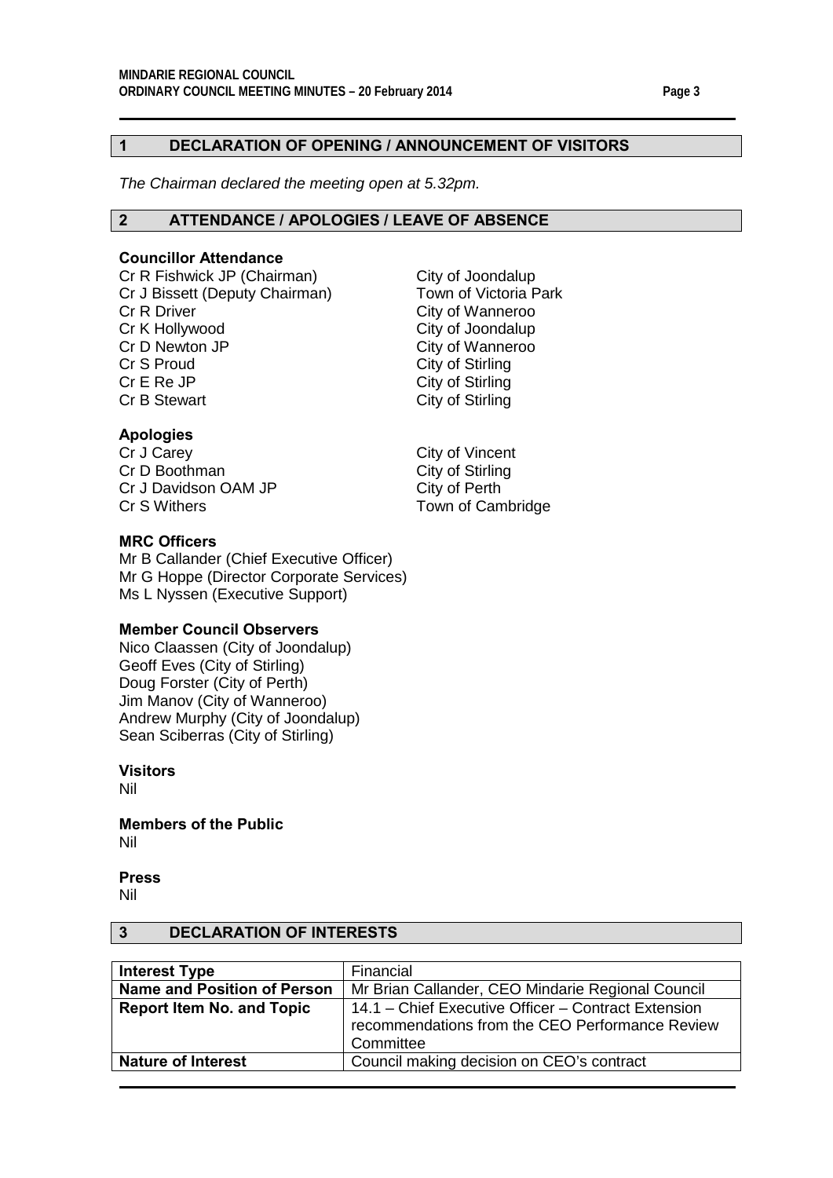## 1 DECLARATION OF OPENING / ANNOUNCEMENT OF VISITORS

*The Chairman declared the meeting open at 5.32pm.*

## 2 ATTENDANCE / APOLOGIES / LEAVE OF ABSENCE

**Councillor Attendance**

| | |
|---|---|
| Cr R Fishwick JP (Chairman) | City of Joondalup |
| Cr J Bissett (Deputy Chairman) | Town of Victoria Park |
| Cr R Driver | City of Wanneroo |
| Cr K Hollywood | City of Joondalup |
| Cr D Newton JP | City of Wanneroo |
| Cr S Proud | City of Stirling |
| Cr E Re JP | City of Stirling |
| Cr B Stewart | City of Stirling |

**Apologies**

| | |
|---|---|
| Cr J Carey | City of Vincent |
| Cr D Boothman | City of Stirling |
| Cr J Davidson OAM JP | City of Perth |
| Cr S Withers | Town of Cambridge |

**MRC Officers**

Mr B Callander (Chief Executive Officer)
Mr G Hoppe (Director Corporate Services)
Ms L Nyssen (Executive Support)

**Member Council Observers**

Nico Claassen (City of Joondalup)
Geoff Eves (City of Stirling)
Doug Forster (City of Perth)
Jim Manov (City of Wanneroo)
Andrew Murphy (City of Joondalup)
Sean Sciberras (City of Stirling)

**Visitors**

Nil

**Members of the Public**

Nil

**Press**

Nil

## 3 DECLARATION OF INTERESTS

| | |
|---|---|
| **Interest Type** | Financial |
| **Name and Position of Person** | Mr Brian Callander, CEO Mindarie Regional Council |
| **Report Item No. and Topic** | 14.1 – Chief Executive Officer – Contract Extension recommendations from the CEO Performance Review Committee |
| **Nature of Interest** | Council making decision on CEO's contract |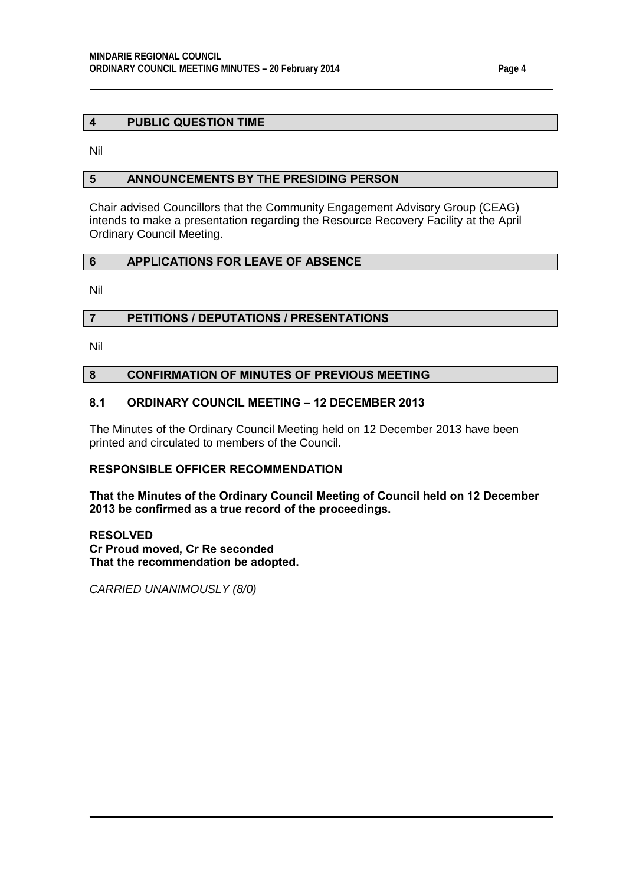## 4 PUBLIC QUESTION TIME

Nil

## 5 ANNOUNCEMENTS BY THE PRESIDING PERSON

Chair advised Councillors that the Community Engagement Advisory Group (CEAG) intends to make a presentation regarding the Resource Recovery Facility at the April Ordinary Council Meeting.

## 6 APPLICATIONS FOR LEAVE OF ABSENCE

Nil

## 7 PETITIONS / DEPUTATIONS / PRESENTATIONS

Nil

## 8 CONFIRMATION OF MINUTES OF PREVIOUS MEETING

### 8.1 ORDINARY COUNCIL MEETING – 12 DECEMBER 2013

The Minutes of the Ordinary Council Meeting held on 12 December 2013 have been printed and circulated to members of the Council.

**RESPONSIBLE OFFICER RECOMMENDATION**

**That the Minutes of the Ordinary Council Meeting of Council held on 12 December 2013 be confirmed as a true record of the proceedings.**

**RESOLVED**
**Cr Proud moved, Cr Re seconded**
**That the recommendation be adopted.**

*CARRIED UNANIMOUSLY (8/0)*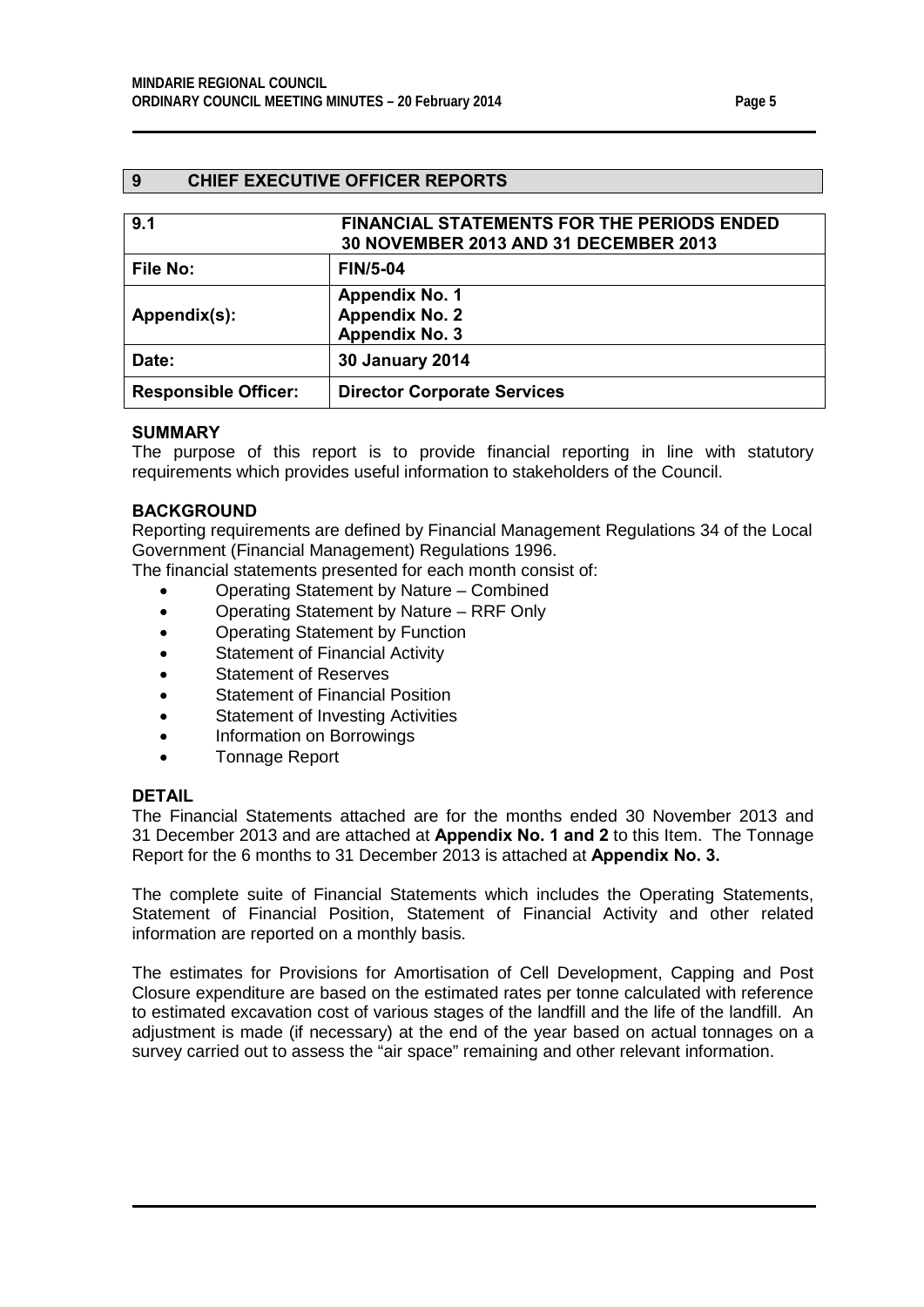## 9 CHIEF EXECUTIVE OFFICER REPORTS

| 9.1 | FINANCIAL STATEMENTS FOR THE PERIODS ENDED 30 NOVEMBER 2013 AND 31 DECEMBER 2013 |
|---|---|
| File No: | FIN/5-04 |
| Appendix(s): | Appendix No. 1<br>Appendix No. 2<br>Appendix No. 3 |
| Date: | 30 January 2014 |
| Responsible Officer: | Director Corporate Services |

**SUMMARY**

The purpose of this report is to provide financial reporting in line with statutory requirements which provides useful information to stakeholders of the Council.

**BACKGROUND**

Reporting requirements are defined by Financial Management Regulations 34 of the Local Government (Financial Management) Regulations 1996.

The financial statements presented for each month consist of:

- Operating Statement by Nature – Combined
- Operating Statement by Nature – RRF Only
- Operating Statement by Function
- Statement of Financial Activity
- Statement of Reserves
- Statement of Financial Position
- Statement of Investing Activities
- Information on Borrowings
- Tonnage Report

**DETAIL**

The Financial Statements attached are for the months ended 30 November 2013 and 31 December 2013 and are attached at **Appendix No. 1 and 2** to this Item. The Tonnage Report for the 6 months to 31 December 2013 is attached at **Appendix No. 3.**

The complete suite of Financial Statements which includes the Operating Statements, Statement of Financial Position, Statement of Financial Activity and other related information are reported on a monthly basis.

The estimates for Provisions for Amortisation of Cell Development, Capping and Post Closure expenditure are based on the estimated rates per tonne calculated with reference to estimated excavation cost of various stages of the landfill and the life of the landfill. An adjustment is made (if necessary) at the end of the year based on actual tonnages on a survey carried out to assess the "air space" remaining and other relevant information.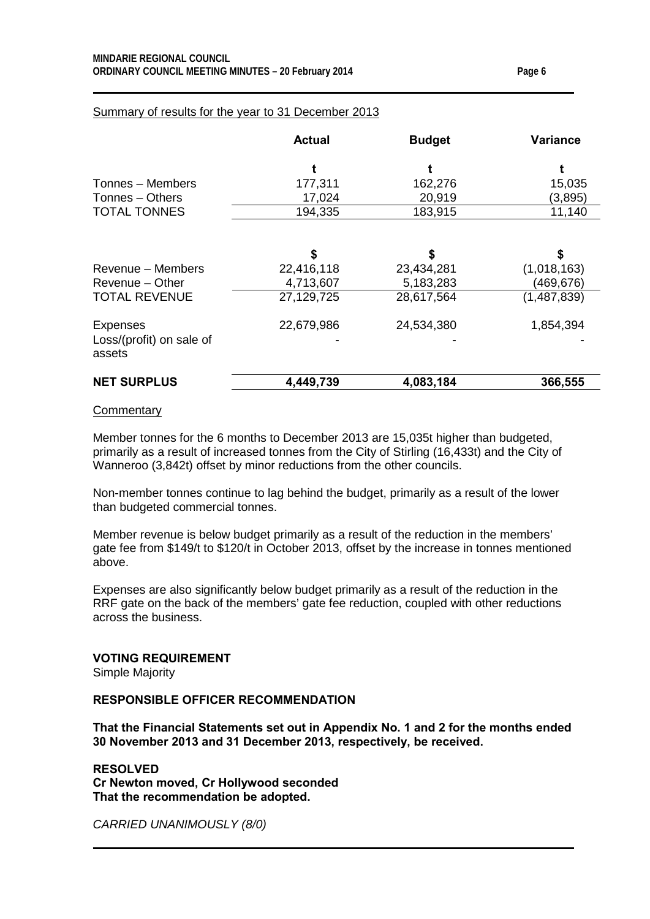Summary of results for the year to 31 December 2013

| | Actual | Budget | Variance |
|---|---|---|---|
| | t | t | t |
| Tonnes – Members | 177,311 | 162,276 | 15,035 |
| Tonnes – Others | 17,024 | 20,919 | (3,895) |
| TOTAL TONNES | 194,335 | 183,915 | 11,140 |
| | $ | $ | $ |
| Revenue – Members | 22,416,118 | 23,434,281 | (1,018,163) |
| Revenue – Other | 4,713,607 | 5,183,283 | (469,676) |
| TOTAL REVENUE | 27,129,725 | 28,617,564 | (1,487,839) |
| Expenses | 22,679,986 | 24,534,380 | 1,854,394 |
| Loss/(profit) on sale of assets | - | - | - |
| **NET SURPLUS** | **4,449,739** | **4,083,184** | **366,555** |

Commentary

Member tonnes for the 6 months to December 2013 are 15,035t higher than budgeted, primarily as a result of increased tonnes from the City of Stirling (16,433t) and the City of Wanneroo (3,842t) offset by minor reductions from the other councils.

Non-member tonnes continue to lag behind the budget, primarily as a result of the lower than budgeted commercial tonnes.

Member revenue is below budget primarily as a result of the reduction in the members' gate fee from $149/t to $120/t in October 2013, offset by the increase in tonnes mentioned above.

Expenses are also significantly below budget primarily as a result of the reduction in the RRF gate on the back of the members' gate fee reduction, coupled with other reductions across the business.

**VOTING REQUIREMENT**

Simple Majority

**RESPONSIBLE OFFICER RECOMMENDATION**

**That the Financial Statements set out in Appendix No. 1 and 2 for the months ended 30 November 2013 and 31 December 2013, respectively, be received.**

**RESOLVED**
**Cr Newton moved, Cr Hollywood seconded**
**That the recommendation be adopted.**

*CARRIED UNANIMOUSLY (8/0)*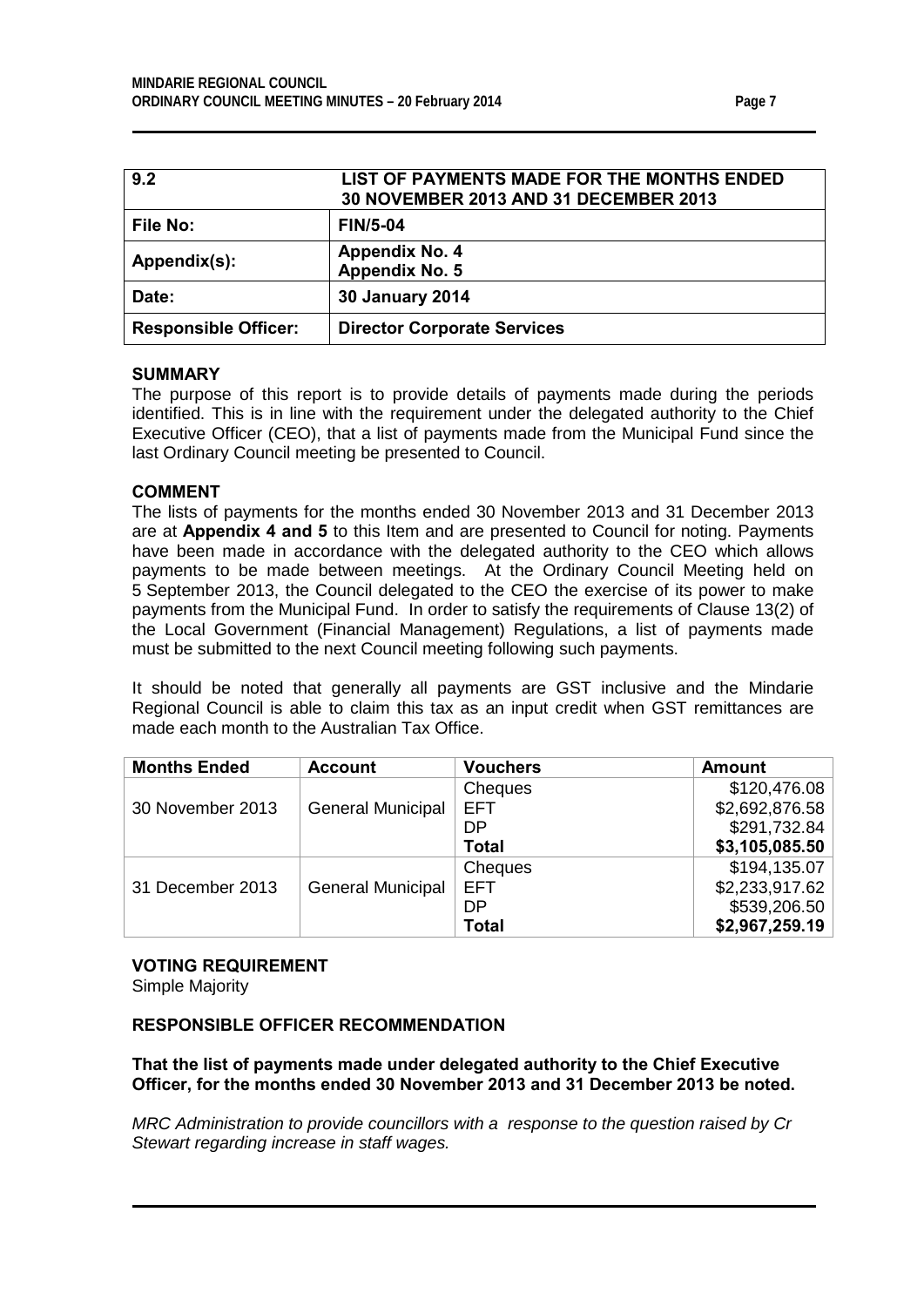| 9.2 | LIST OF PAYMENTS MADE FOR THE MONTHS ENDED 30 NOVEMBER 2013 AND 31 DECEMBER 2013 |
|---|---|
| **File No:** | **FIN/5-04** |
| **Appendix(s):** | **Appendix No. 4**<br>**Appendix No. 5** |
| **Date:** | **30 January 2014** |
| **Responsible Officer:** | **Director Corporate Services** |

### SUMMARY

The purpose of this report is to provide details of payments made during the periods identified. This is in line with the requirement under the delegated authority to the Chief Executive Officer (CEO), that a list of payments made from the Municipal Fund since the last Ordinary Council meeting be presented to Council.

### COMMENT

The lists of payments for the months ended 30 November 2013 and 31 December 2013 are at **Appendix 4 and 5** to this Item and are presented to Council for noting. Payments have been made in accordance with the delegated authority to the CEO which allows payments to be made between meetings. At the Ordinary Council Meeting held on 5 September 2013, the Council delegated to the CEO the exercise of its power to make payments from the Municipal Fund. In order to satisfy the requirements of Clause 13(2) of the Local Government (Financial Management) Regulations, a list of payments made must be submitted to the next Council meeting following such payments.

It should be noted that generally all payments are GST inclusive and the Mindarie Regional Council is able to claim this tax as an input credit when GST remittances are made each month to the Australian Tax Office.

| Months Ended | Account | Vouchers | Amount |
|---|---|---|---|
| 30 November 2013 | General Municipal | Cheques | $120,476.08 |
| | | EFT | $2,692,876.58 |
| | | DP | $291,732.84 |
| | | **Total** | **$3,105,085.50** |
| 31 December 2013 | General Municipal | Cheques | $194,135.07 |
| | | EFT | $2,233,917.62 |
| | | DP | $539,206.50 |
| | | **Total** | **$2,967,259.19** |

### VOTING REQUIREMENT

Simple Majority

### RESPONSIBLE OFFICER RECOMMENDATION

**That the list of payments made under delegated authority to the Chief Executive Officer, for the months ended 30 November 2013 and 31 December 2013 be noted.**

*MRC Administration to provide councillors with a response to the question raised by Cr Stewart regarding increase in staff wages.*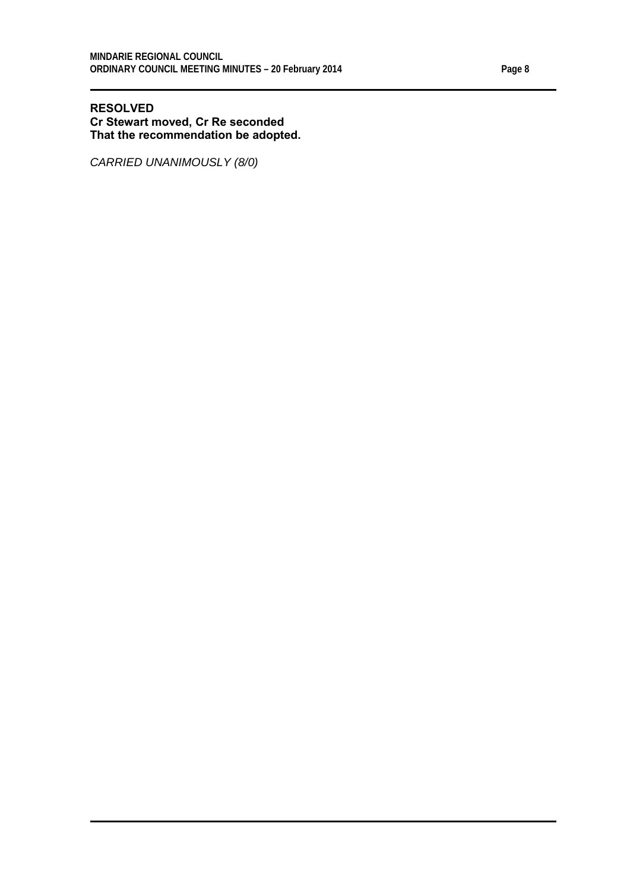**RESOLVED**
**Cr Stewart moved, Cr Re seconded**
**That the recommendation be adopted.**

*CARRIED UNANIMOUSLY (8/0)*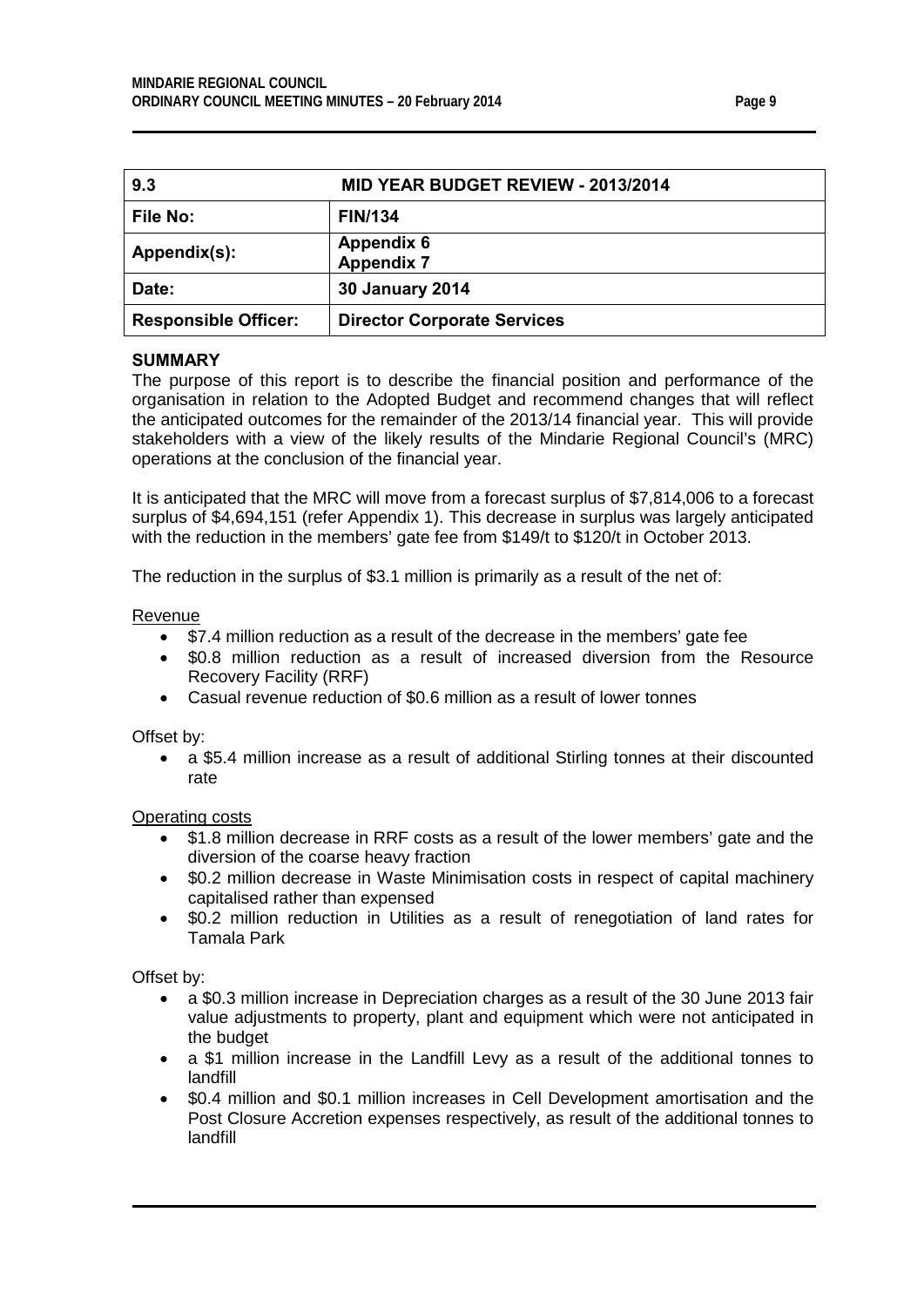| 9.3 | MID YEAR BUDGET REVIEW - 2013/2014 |
| --- | --- |
| **File No:** | **FIN/134** |
| **Appendix(s):** | **Appendix 6**<br>**Appendix 7** |
| **Date:** | **30 January 2014** |
| **Responsible Officer:** | **Director Corporate Services** |

## SUMMARY

The purpose of this report is to describe the financial position and performance of the organisation in relation to the Adopted Budget and recommend changes that will reflect the anticipated outcomes for the remainder of the 2013/14 financial year. This will provide stakeholders with a view of the likely results of the Mindarie Regional Council's (MRC) operations at the conclusion of the financial year.

It is anticipated that the MRC will move from a forecast surplus of $7,814,006 to a forecast surplus of $4,694,151 (refer Appendix 1). This decrease in surplus was largely anticipated with the reduction in the members' gate fee from $149/t to $120/t in October 2013.

The reduction in the surplus of $3.1 million is primarily as a result of the net of:

Revenue

- $7.4 million reduction as a result of the decrease in the members' gate fee
- $0.8 million reduction as a result of increased diversion from the Resource Recovery Facility (RRF)
- Casual revenue reduction of $0.6 million as a result of lower tonnes

Offset by:

- a $5.4 million increase as a result of additional Stirling tonnes at their discounted rate

Operating costs

- $1.8 million decrease in RRF costs as a result of the lower members' gate and the diversion of the coarse heavy fraction
- $0.2 million decrease in Waste Minimisation costs in respect of capital machinery capitalised rather than expensed
- $0.2 million reduction in Utilities as a result of renegotiation of land rates for Tamala Park

Offset by:

- a $0.3 million increase in Depreciation charges as a result of the 30 June 2013 fair value adjustments to property, plant and equipment which were not anticipated in the budget
- a $1 million increase in the Landfill Levy as a result of the additional tonnes to landfill
- $0.4 million and $0.1 million increases in Cell Development amortisation and the Post Closure Accretion expenses respectively, as result of the additional tonnes to landfill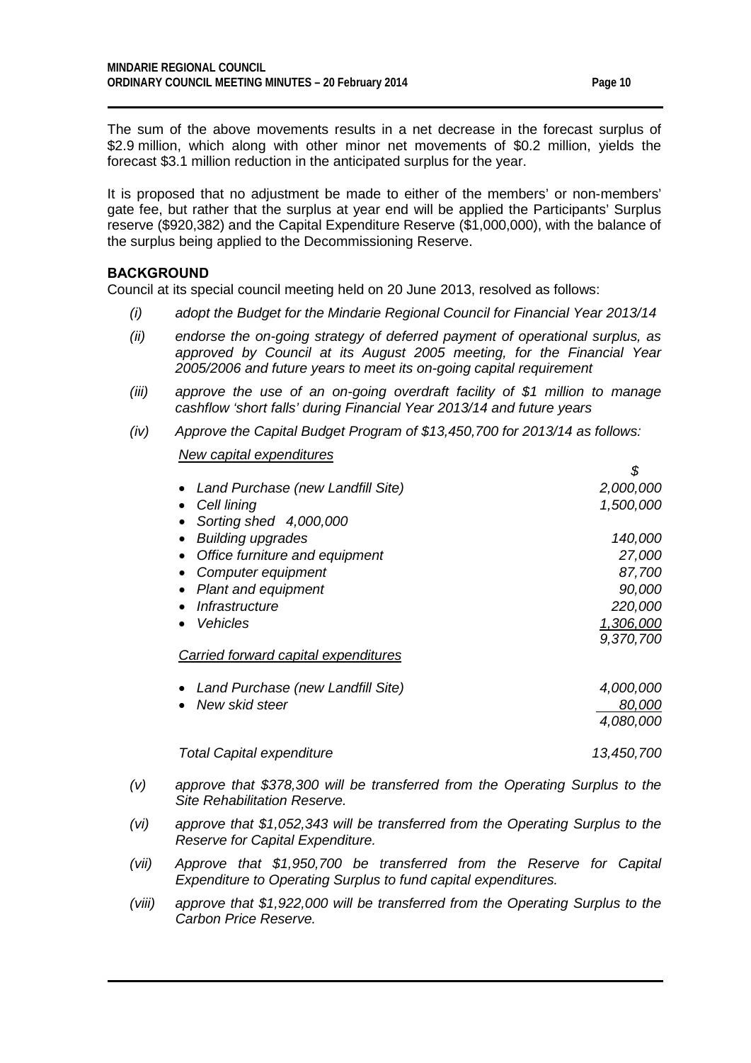The sum of the above movements results in a net decrease in the forecast surplus of $2.9 million, which along with other minor net movements of $0.2 million, yields the forecast $3.1 million reduction in the anticipated surplus for the year.

It is proposed that no adjustment be made to either of the members' or non-members' gate fee, but rather that the surplus at year end will be applied the Participants' Surplus reserve ($920,382) and the Capital Expenditure Reserve ($1,000,000), with the balance of the surplus being applied to the Decommissioning Reserve.

## BACKGROUND

Council at its special council meeting held on 20 June 2013, resolved as follows:

*(i) adopt the Budget for the Mindarie Regional Council for Financial Year 2013/14*

*(ii) endorse the on-going strategy of deferred payment of operational surplus, as approved by Council at its August 2005 meeting, for the Financial Year 2005/2006 and future years to meet its on-going capital requirement*

*(iii) approve the use of an on-going overdraft facility of $1 million to manage cashflow 'short falls' during Financial Year 2013/14 and future years*

*(iv) Approve the Capital Budget Program of $13,450,700 for 2013/14 as follows:*

*New capital expenditures*

| | $ |
|---|---|
| • *Land Purchase (new Landfill Site)* | *2,000,000* |
| • *Cell lining* | *1,500,000* |
| • *Sorting shed 4,000,000* | |
| • *Building upgrades* | *140,000* |
| • *Office furniture and equipment* | *27,000* |
| • *Computer equipment* | *87,700* |
| • *Plant and equipment* | *90,000* |
| • *Infrastructure* | *220,000* |
| • *Vehicles* | *1,306,000* |
| | *9,370,700* |

*Carried forward capital expenditures*

| | |
|---|---|
| • *Land Purchase (new Landfill Site)* | *4,000,000* |
| • *New skid steer* | *80,000* |
| | *4,080,000* |
| *Total Capital expenditure* | *13,450,700* |

*(v) approve that $378,300 will be transferred from the Operating Surplus to the Site Rehabilitation Reserve.*

*(vi) approve that $1,052,343 will be transferred from the Operating Surplus to the Reserve for Capital Expenditure.*

*(vii) Approve that $1,950,700 be transferred from the Reserve for Capital Expenditure to Operating Surplus to fund capital expenditures.*

*(viii) approve that $1,922,000 will be transferred from the Operating Surplus to the Carbon Price Reserve.*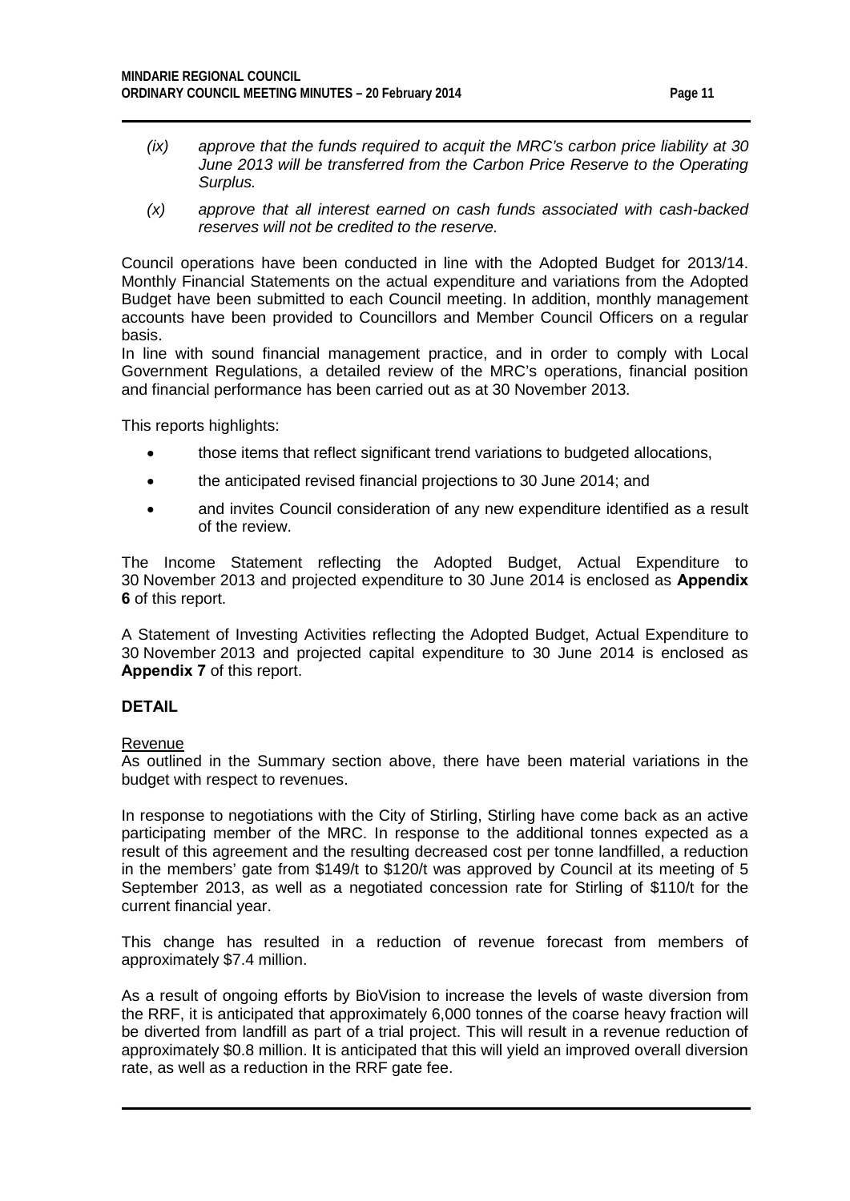*(ix) approve that the funds required to acquit the MRC's carbon price liability at 30 June 2013 will be transferred from the Carbon Price Reserve to the Operating Surplus.*

*(x) approve that all interest earned on cash funds associated with cash-backed reserves will not be credited to the reserve.*

Council operations have been conducted in line with the Adopted Budget for 2013/14. Monthly Financial Statements on the actual expenditure and variations from the Adopted Budget have been submitted to each Council meeting. In addition, monthly management accounts have been provided to Councillors and Member Council Officers on a regular basis.
In line with sound financial management practice, and in order to comply with Local Government Regulations, a detailed review of the MRC's operations, financial position and financial performance has been carried out as at 30 November 2013.

This reports highlights:

- those items that reflect significant trend variations to budgeted allocations,
- the anticipated revised financial projections to 30 June 2014; and
- and invites Council consideration of any new expenditure identified as a result of the review.

The Income Statement reflecting the Adopted Budget, Actual Expenditure to 30 November 2013 and projected expenditure to 30 June 2014 is enclosed as **Appendix 6** of this report.

A Statement of Investing Activities reflecting the Adopted Budget, Actual Expenditure to 30 November 2013 and projected capital expenditure to 30 June 2014 is enclosed as **Appendix 7** of this report.

## DETAIL

Revenue
As outlined in the Summary section above, there have been material variations in the budget with respect to revenues.

In response to negotiations with the City of Stirling, Stirling have come back as an active participating member of the MRC. In response to the additional tonnes expected as a result of this agreement and the resulting decreased cost per tonne landfilled, a reduction in the members' gate from $149/t to $120/t was approved by Council at its meeting of 5 September 2013, as well as a negotiated concession rate for Stirling of $110/t for the current financial year.

This change has resulted in a reduction of revenue forecast from members of approximately $7.4 million.

As a result of ongoing efforts by BioVision to increase the levels of waste diversion from the RRF, it is anticipated that approximately 6,000 tonnes of the coarse heavy fraction will be diverted from landfill as part of a trial project. This will result in a revenue reduction of approximately $0.8 million. It is anticipated that this will yield an improved overall diversion rate, as well as a reduction in the RRF gate fee.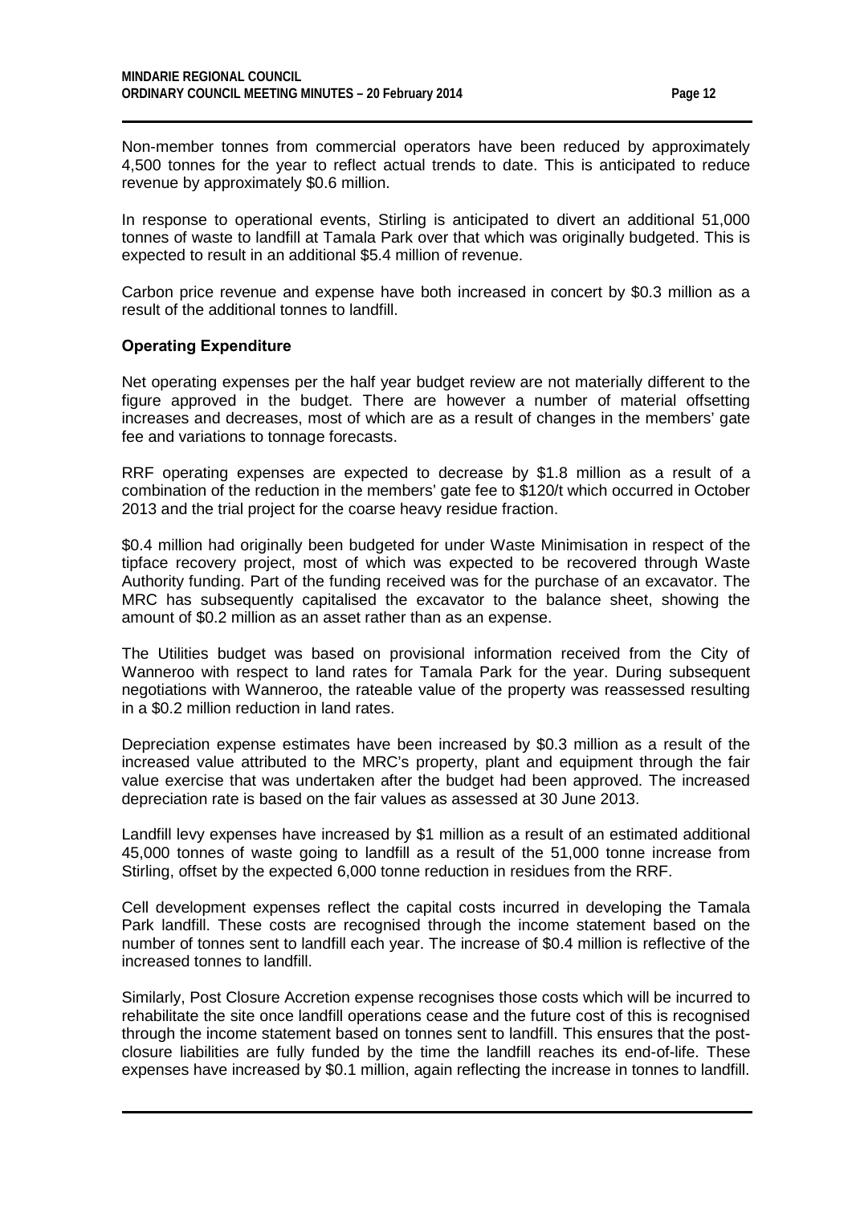Non-member tonnes from commercial operators have been reduced by approximately 4,500 tonnes for the year to reflect actual trends to date. This is anticipated to reduce revenue by approximately $0.6 million.

In response to operational events, Stirling is anticipated to divert an additional 51,000 tonnes of waste to landfill at Tamala Park over that which was originally budgeted. This is expected to result in an additional $5.4 million of revenue.

Carbon price revenue and expense have both increased in concert by $0.3 million as a result of the additional tonnes to landfill.

**Operating Expenditure**

Net operating expenses per the half year budget review are not materially different to the figure approved in the budget. There are however a number of material offsetting increases and decreases, most of which are as a result of changes in the members' gate fee and variations to tonnage forecasts.

RRF operating expenses are expected to decrease by $1.8 million as a result of a combination of the reduction in the members' gate fee to $120/t which occurred in October 2013 and the trial project for the coarse heavy residue fraction.

$0.4 million had originally been budgeted for under Waste Minimisation in respect of the tipface recovery project, most of which was expected to be recovered through Waste Authority funding. Part of the funding received was for the purchase of an excavator. The MRC has subsequently capitalised the excavator to the balance sheet, showing the amount of $0.2 million as an asset rather than as an expense.

The Utilities budget was based on provisional information received from the City of Wanneroo with respect to land rates for Tamala Park for the year. During subsequent negotiations with Wanneroo, the rateable value of the property was reassessed resulting in a $0.2 million reduction in land rates.

Depreciation expense estimates have been increased by $0.3 million as a result of the increased value attributed to the MRC's property, plant and equipment through the fair value exercise that was undertaken after the budget had been approved. The increased depreciation rate is based on the fair values as assessed at 30 June 2013.

Landfill levy expenses have increased by $1 million as a result of an estimated additional 45,000 tonnes of waste going to landfill as a result of the 51,000 tonne increase from Stirling, offset by the expected 6,000 tonne reduction in residues from the RRF.

Cell development expenses reflect the capital costs incurred in developing the Tamala Park landfill. These costs are recognised through the income statement based on the number of tonnes sent to landfill each year. The increase of $0.4 million is reflective of the increased tonnes to landfill.

Similarly, Post Closure Accretion expense recognises those costs which will be incurred to rehabilitate the site once landfill operations cease and the future cost of this is recognised through the income statement based on tonnes sent to landfill. This ensures that the post-closure liabilities are fully funded by the time the landfill reaches its end-of-life. These expenses have increased by $0.1 million, again reflecting the increase in tonnes to landfill.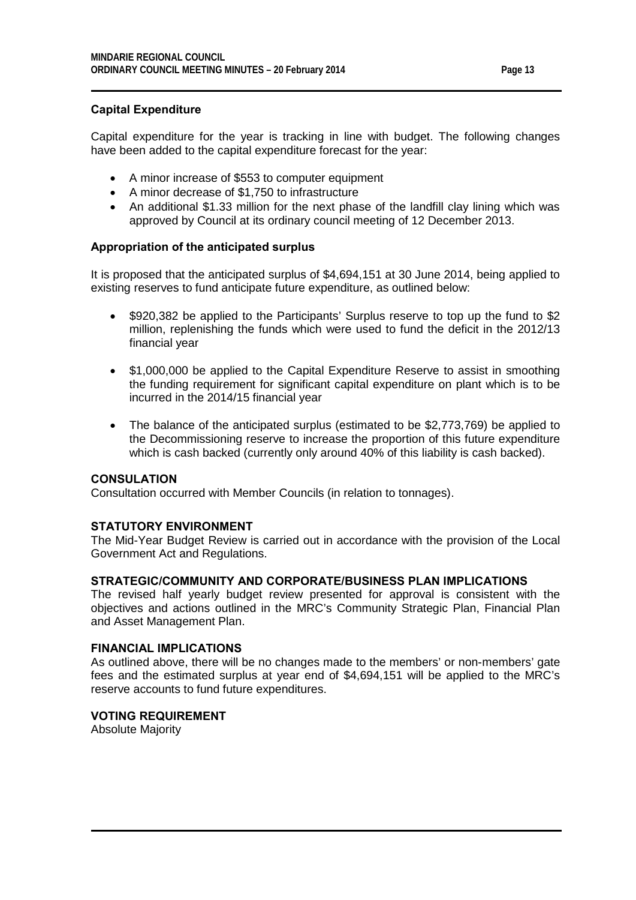### Capital Expenditure

Capital expenditure for the year is tracking in line with budget. The following changes have been added to the capital expenditure forecast for the year:

- A minor increase of $553 to computer equipment
- A minor decrease of $1,750 to infrastructure
- An additional $1.33 million for the next phase of the landfill clay lining which was approved by Council at its ordinary council meeting of 12 December 2013.

### Appropriation of the anticipated surplus

It is proposed that the anticipated surplus of $4,694,151 at 30 June 2014, being applied to existing reserves to fund anticipate future expenditure, as outlined below:

- $920,382 be applied to the Participants' Surplus reserve to top up the fund to $2 million, replenishing the funds which were used to fund the deficit in the 2012/13 financial year
- $1,000,000 be applied to the Capital Expenditure Reserve to assist in smoothing the funding requirement for significant capital expenditure on plant which is to be incurred in the 2014/15 financial year
- The balance of the anticipated surplus (estimated to be $2,773,769) be applied to the Decommissioning reserve to increase the proportion of this future expenditure which is cash backed (currently only around 40% of this liability is cash backed).

## CONSULATION

Consultation occurred with Member Councils (in relation to tonnages).

## STATUTORY ENVIRONMENT

The Mid-Year Budget Review is carried out in accordance with the provision of the Local Government Act and Regulations.

## STRATEGIC/COMMUNITY AND CORPORATE/BUSINESS PLAN IMPLICATIONS

The revised half yearly budget review presented for approval is consistent with the objectives and actions outlined in the MRC's Community Strategic Plan, Financial Plan and Asset Management Plan.

## FINANCIAL IMPLICATIONS

As outlined above, there will be no changes made to the members' or non-members' gate fees and the estimated surplus at year end of $4,694,151 will be applied to the MRC's reserve accounts to fund future expenditures.

## VOTING REQUIREMENT

Absolute Majority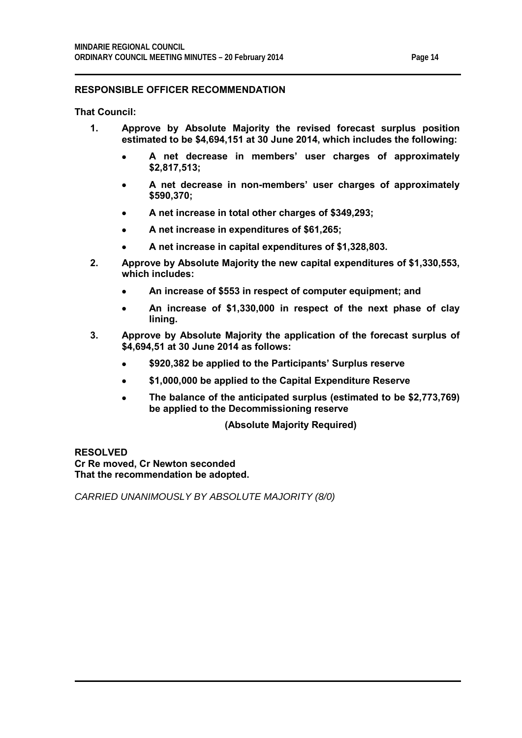## RESPONSIBLE OFFICER RECOMMENDATION

**That Council:**

1. **Approve by Absolute Majority the revised forecast surplus position estimated to be $4,694,151 at 30 June 2014, which includes the following:**
   - **A net decrease in members' user charges of approximately $2,817,513;**
   - **A net decrease in non-members' user charges of approximately $590,370;**
   - **A net increase in total other charges of $349,293;**
   - **A net increase in expenditures of $61,265;**
   - **A net increase in capital expenditures of $1,328,803.**
2. **Approve by Absolute Majority the new capital expenditures of $1,330,553, which includes:**
   - **An increase of $553 in respect of computer equipment; and**
   - **An increase of $1,330,000 in respect of the next phase of clay lining.**
3. **Approve by Absolute Majority the application of the forecast surplus of $4,694,51 at 30 June 2014 as follows:**
   - **$920,382 be applied to the Participants' Surplus reserve**
   - **$1,000,000 be applied to the Capital Expenditure Reserve**
   - **The balance of the anticipated surplus (estimated to be $2,773,769) be applied to the Decommissioning reserve**

**(Absolute Majority Required)**

**RESOLVED**
**Cr Re moved, Cr Newton seconded**
**That the recommendation be adopted.**

*CARRIED UNANIMOUSLY BY ABSOLUTE MAJORITY (8/0)*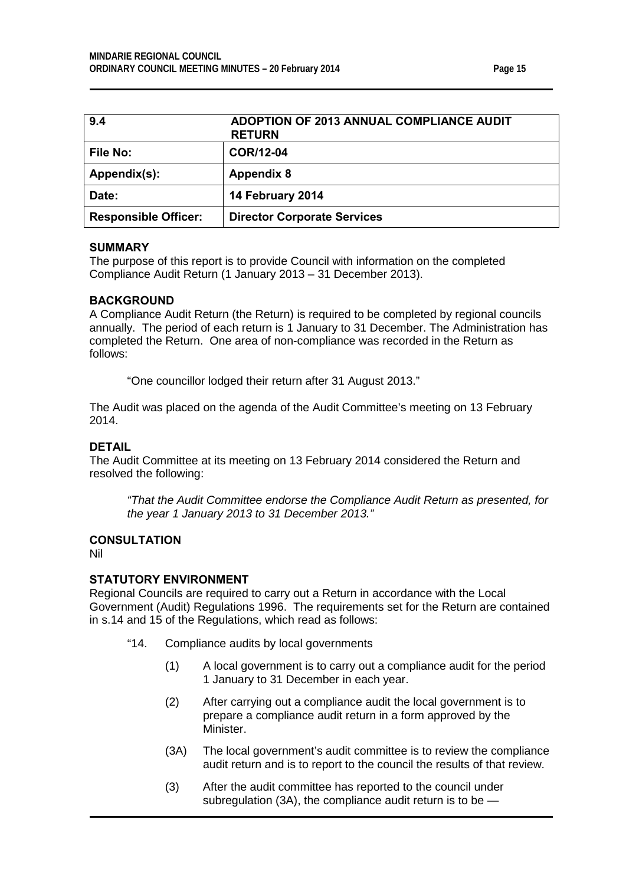| 9.4 | ADOPTION OF 2013 ANNUAL COMPLIANCE AUDIT RETURN |
|---|---|
| **File No:** | **COR/12-04** |
| **Appendix(s):** | **Appendix 8** |
| **Date:** | **14 February 2014** |
| **Responsible Officer:** | **Director Corporate Services** |

**SUMMARY**

The purpose of this report is to provide Council with information on the completed Compliance Audit Return (1 January 2013 – 31 December 2013).

**BACKGROUND**

A Compliance Audit Return (the Return) is required to be completed by regional councils annually. The period of each return is 1 January to 31 December. The Administration has completed the Return. One area of non-compliance was recorded in the Return as follows:

> "One councillor lodged their return after 31 August 2013."

The Audit was placed on the agenda of the Audit Committee's meeting on 13 February 2014.

**DETAIL**

The Audit Committee at its meeting on 13 February 2014 considered the Return and resolved the following:

> *"That the Audit Committee endorse the Compliance Audit Return as presented, for the year 1 January 2013 to 31 December 2013."*

**CONSULTATION**

Nil

**STATUTORY ENVIRONMENT**

Regional Councils are required to carry out a Return in accordance with the Local Government (Audit) Regulations 1996. The requirements set for the Return are contained in s.14 and 15 of the Regulations, which read as follows:

"14. Compliance audits by local governments

(1) A local government is to carry out a compliance audit for the period 1 January to 31 December in each year.

(2) After carrying out a compliance audit the local government is to prepare a compliance audit return in a form approved by the Minister.

(3A) The local government's audit committee is to review the compliance audit return and is to report to the council the results of that review.

(3) After the audit committee has reported to the council under subregulation (3A), the compliance audit return is to be —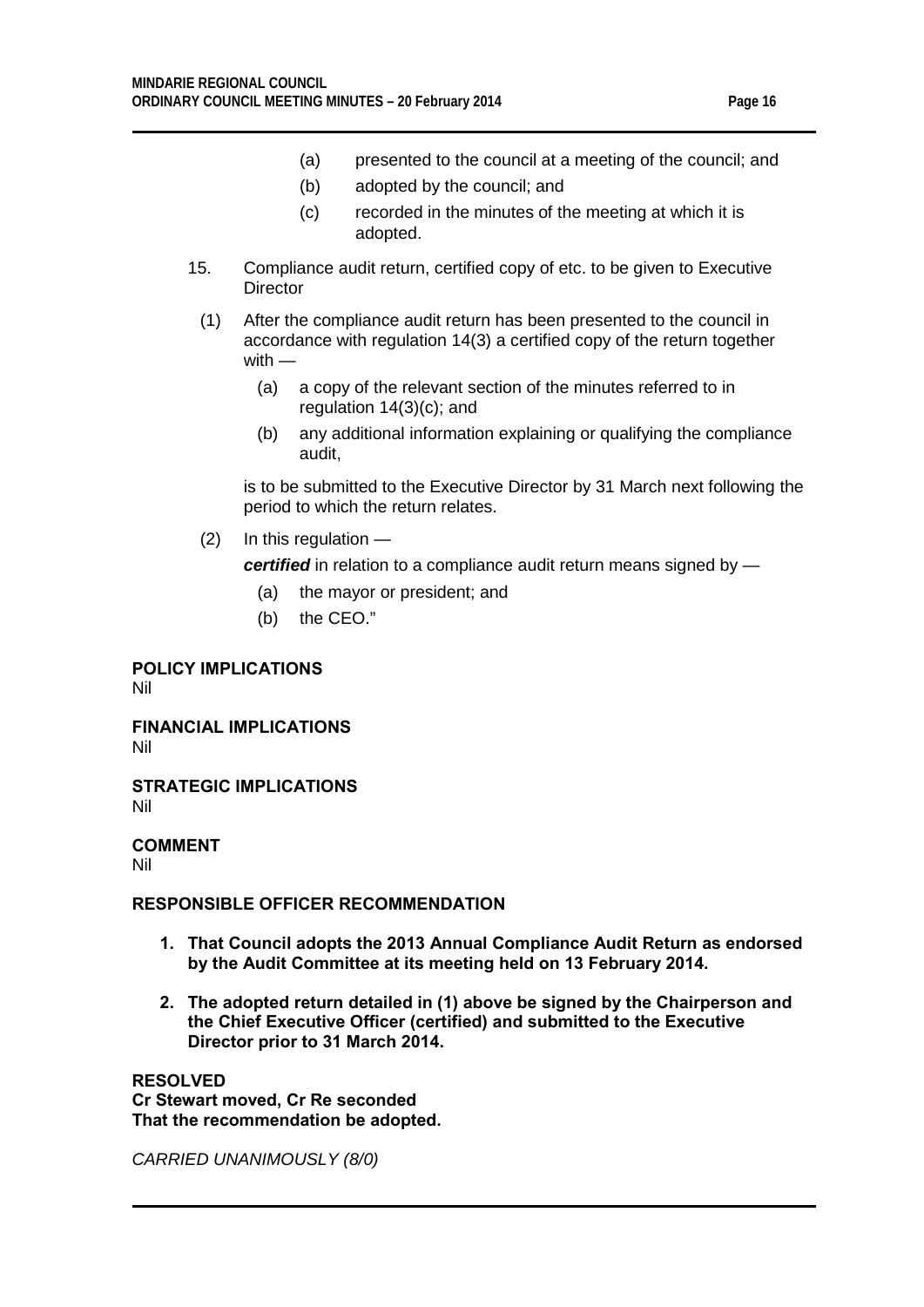(a) presented to the council at a meeting of the council; and

(b) adopted by the council; and

(c) recorded in the minutes of the meeting at which it is adopted.

15. Compliance audit return, certified copy of etc. to be given to Executive Director

(1) After the compliance audit return has been presented to the council in accordance with regulation 14(3) a certified copy of the return together with —

(a) a copy of the relevant section of the minutes referred to in regulation 14(3)(c); and

(b) any additional information explaining or qualifying the compliance audit,

is to be submitted to the Executive Director by 31 March next following the period to which the return relates.

(2) In this regulation —

***certified*** in relation to a compliance audit return means signed by —

(a) the mayor or president; and

(b) the CEO."

**POLICY IMPLICATIONS**
Nil

**FINANCIAL IMPLICATIONS**
Nil

**STRATEGIC IMPLICATIONS**
Nil

**COMMENT**
Nil

**RESPONSIBLE OFFICER RECOMMENDATION**

1. **That Council adopts the 2013 Annual Compliance Audit Return as endorsed by the Audit Committee at its meeting held on 13 February 2014.**

2. **The adopted return detailed in (1) above be signed by the Chairperson and the Chief Executive Officer (certified) and submitted to the Executive Director prior to 31 March 2014.**

**RESOLVED**
**Cr Stewart moved, Cr Re seconded**
**That the recommendation be adopted.**

*CARRIED UNANIMOUSLY (8/0)*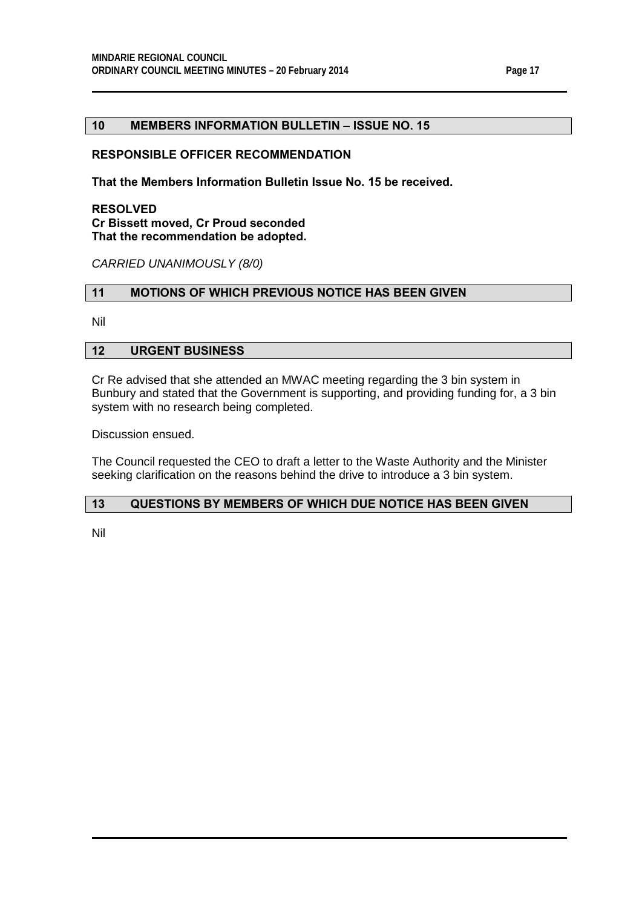## 10 MEMBERS INFORMATION BULLETIN – ISSUE NO. 15

**RESPONSIBLE OFFICER RECOMMENDATION**

**That the Members Information Bulletin Issue No. 15 be received.**

**RESOLVED**
**Cr Bissett moved, Cr Proud seconded**
**That the recommendation be adopted.**

*CARRIED UNANIMOUSLY (8/0)*

## 11 MOTIONS OF WHICH PREVIOUS NOTICE HAS BEEN GIVEN

Nil

## 12 URGENT BUSINESS

Cr Re advised that she attended an MWAC meeting regarding the 3 bin system in Bunbury and stated that the Government is supporting, and providing funding for, a 3 bin system with no research being completed.

Discussion ensued.

The Council requested the CEO to draft a letter to the Waste Authority and the Minister seeking clarification on the reasons behind the drive to introduce a 3 bin system.

## 13 QUESTIONS BY MEMBERS OF WHICH DUE NOTICE HAS BEEN GIVEN

Nil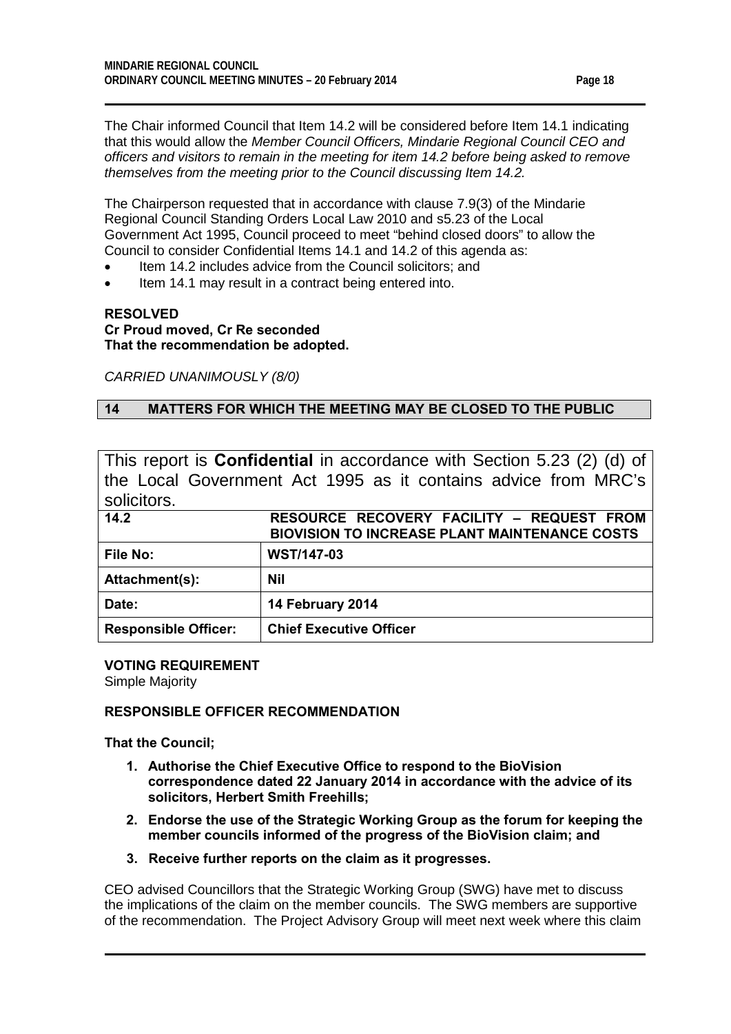The Chair informed Council that Item 14.2 will be considered before Item 14.1 indicating that this would allow the *Member Council Officers, Mindarie Regional Council CEO and officers and visitors to remain in the meeting for item 14.2 before being asked to remove themselves from the meeting prior to the Council discussing Item 14.2.*

The Chairperson requested that in accordance with clause 7.9(3) of the Mindarie Regional Council Standing Orders Local Law 2010 and s5.23 of the Local Government Act 1995, Council proceed to meet "behind closed doors" to allow the Council to consider Confidential Items 14.1 and 14.2 of this agenda as:

- Item 14.2 includes advice from the Council solicitors; and
- Item 14.1 may result in a contract being entered into.

**RESOLVED**
**Cr Proud moved, Cr Re seconded**
**That the recommendation be adopted.**

*CARRIED UNANIMOUSLY (8/0)*

## 14 MATTERS FOR WHICH THE MEETING MAY BE CLOSED TO THE PUBLIC

This report is **Confidential** in accordance with Section 5.23 (2) (d) of the Local Government Act 1995 as it contains advice from MRC's solicitors.

| **14.2** | **RESOURCE RECOVERY FACILITY – REQUEST FROM BIOVISION TO INCREASE PLANT MAINTENANCE COSTS** |
|---|---|
| **File No:** | **WST/147-03** |
| **Attachment(s):** | **Nil** |
| **Date:** | **14 February 2014** |
| **Responsible Officer:** | **Chief Executive Officer** |

**VOTING REQUIREMENT**
Simple Majority

**RESPONSIBLE OFFICER RECOMMENDATION**

**That the Council;**

1. **Authorise the Chief Executive Office to respond to the BioVision correspondence dated 22 January 2014 in accordance with the advice of its solicitors, Herbert Smith Freehills;**
2. **Endorse the use of the Strategic Working Group as the forum for keeping the member councils informed of the progress of the BioVision claim; and**
3. **Receive further reports on the claim as it progresses.**

CEO advised Councillors that the Strategic Working Group (SWG) have met to discuss the implications of the claim on the member councils. The SWG members are supportive of the recommendation. The Project Advisory Group will meet next week where this claim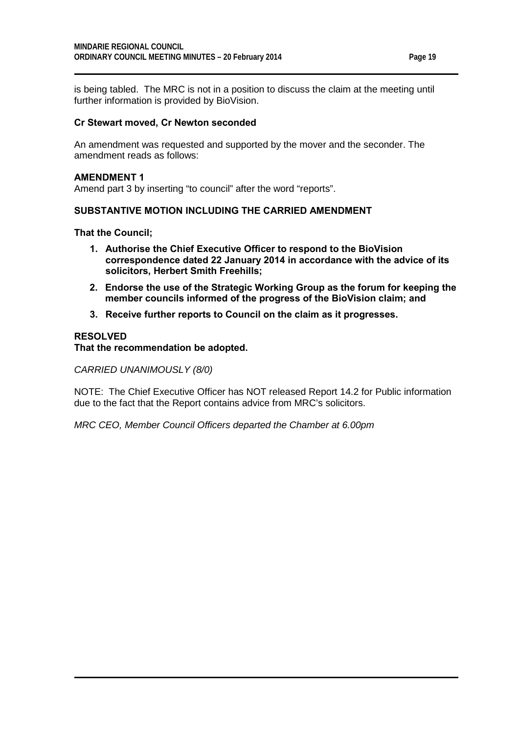is being tabled. The MRC is not in a position to discuss the claim at the meeting until further information is provided by BioVision.

**Cr Stewart moved, Cr Newton seconded**

An amendment was requested and supported by the mover and the seconder. The amendment reads as follows:

**AMENDMENT 1**

Amend part 3 by inserting "to council" after the word "reports".

**SUBSTANTIVE MOTION INCLUDING THE CARRIED AMENDMENT**

**That the Council;**

1. **Authorise the Chief Executive Officer to respond to the BioVision correspondence dated 22 January 2014 in accordance with the advice of its solicitors, Herbert Smith Freehills;**
2. **Endorse the use of the Strategic Working Group as the forum for keeping the member councils informed of the progress of the BioVision claim; and**
3. **Receive further reports to Council on the claim as it progresses.**

**RESOLVED**
**That the recommendation be adopted.**

*CARRIED UNANIMOUSLY (8/0)*

NOTE: The Chief Executive Officer has NOT released Report 14.2 for Public information due to the fact that the Report contains advice from MRC's solicitors.

*MRC CEO, Member Council Officers departed the Chamber at 6.00pm*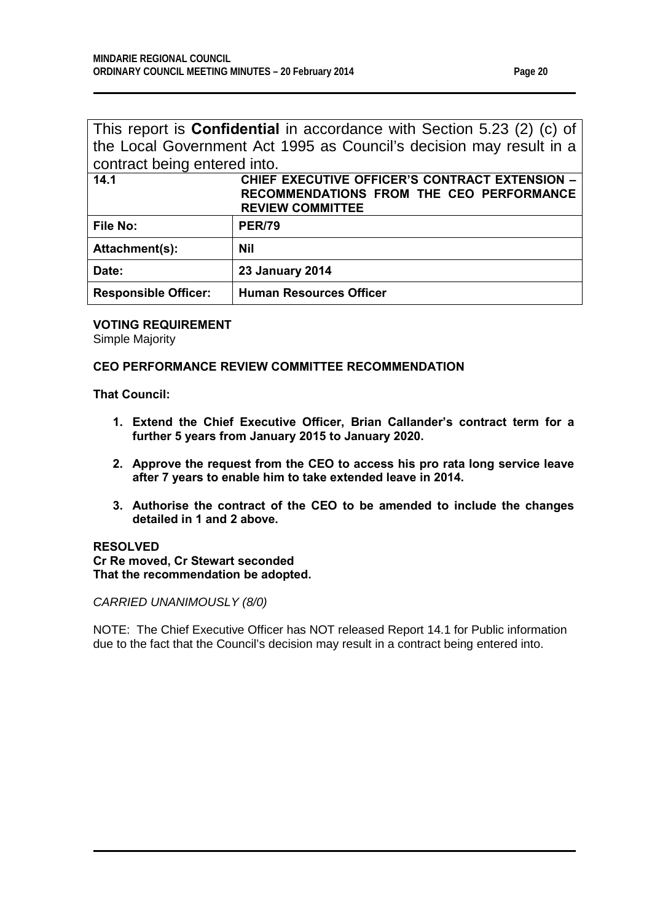This report is **Confidential** in accordance with Section 5.23 (2) (c) of the Local Government Act 1995 as Council's decision may result in a contract being entered into.

| **14.1** | **CHIEF EXECUTIVE OFFICER'S CONTRACT EXTENSION – RECOMMENDATIONS FROM THE CEO PERFORMANCE REVIEW COMMITTEE** |
|---|---|
| **File No:** | **PER/79** |
| **Attachment(s):** | **Nil** |
| **Date:** | **23 January 2014** |
| **Responsible Officer:** | **Human Resources Officer** |

**VOTING REQUIREMENT**
Simple Majority

**CEO PERFORMANCE REVIEW COMMITTEE RECOMMENDATION**

**That Council:**

1. **Extend the Chief Executive Officer, Brian Callander's contract term for a further 5 years from January 2015 to January 2020.**

2. **Approve the request from the CEO to access his pro rata long service leave after 7 years to enable him to take extended leave in 2014.**

3. **Authorise the contract of the CEO to be amended to include the changes detailed in 1 and 2 above.**

**RESOLVED**
**Cr Re moved, Cr Stewart seconded**
**That the recommendation be adopted.**

*CARRIED UNANIMOUSLY (8/0)*

NOTE: The Chief Executive Officer has NOT released Report 14.1 for Public information due to the fact that the Council's decision may result in a contract being entered into.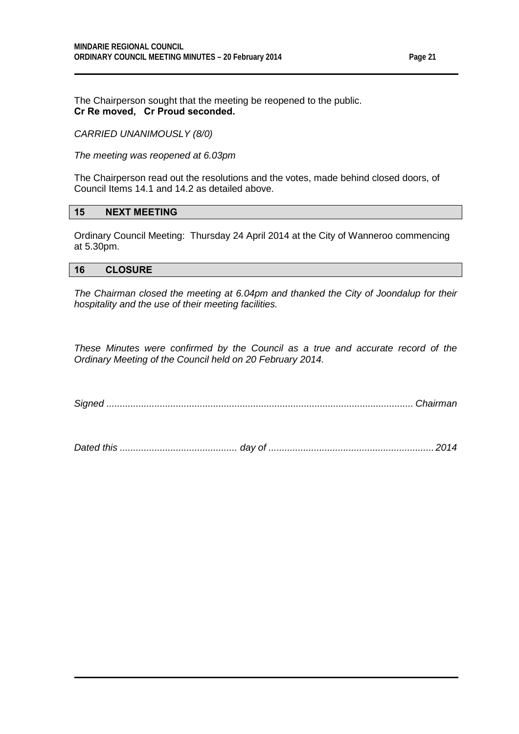The Chairperson sought that the meeting be reopened to the public.
**Cr Re moved, Cr Proud seconded.**

*CARRIED UNANIMOUSLY (8/0)*

*The meeting was reopened at 6.03pm*

The Chairperson read out the resolutions and the votes, made behind closed doors, of Council Items 14.1 and 14.2 as detailed above.

## 15 NEXT MEETING

Ordinary Council Meeting: Thursday 24 April 2014 at the City of Wanneroo commencing at 5.30pm.

## 16 CLOSURE

*The Chairman closed the meeting at 6.04pm and thanked the City of Joondalup for their hospitality and the use of their meeting facilities.*

*These Minutes were confirmed by the Council as a true and accurate record of the Ordinary Meeting of the Council held on 20 February 2014.*

*Signed ................................................................................................................. Chairman*

*Dated this ........................................... day of ............................................................ 2014*